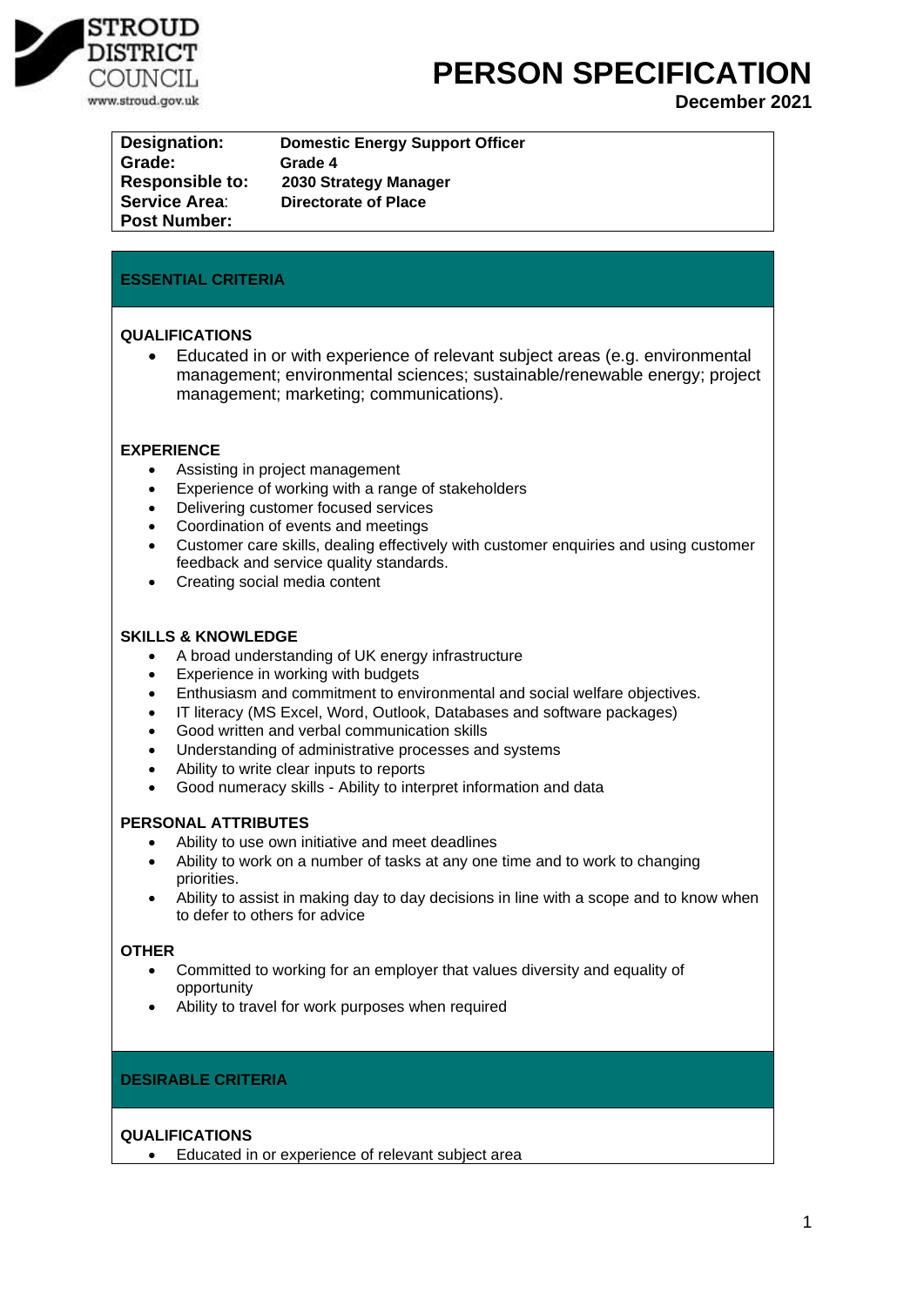STROUD DISTRICT COUNCIL
www.stroud.gov.uk

# PERSON SPECIFICATION

**December 2021**

| | |
|---|---|
| **Designation:** | **Domestic Energy Support Officer** |
| **Grade:** | **Grade 4** |
| **Responsible to:** | **2030 Strategy Manager** |
| **Service Area:** | **Directorate of Place** |
| **Post Number:** | |

## ESSENTIAL CRITERIA

### QUALIFICATIONS

- Educated in or with experience of relevant subject areas (e.g. environmental management; environmental sciences; sustainable/renewable energy; project management; marketing; communications).

### EXPERIENCE

- Assisting in project management
- Experience of working with a range of stakeholders
- Delivering customer focused services
- Coordination of events and meetings
- Customer care skills, dealing effectively with customer enquiries and using customer feedback and service quality standards.
- Creating social media content

### SKILLS & KNOWLEDGE

- A broad understanding of UK energy infrastructure
- Experience in working with budgets
- Enthusiasm and commitment to environmental and social welfare objectives.
- IT literacy (MS Excel, Word, Outlook, Databases and software packages)
- Good written and verbal communication skills
- Understanding of administrative processes and systems
- Ability to write clear inputs to reports
- Good numeracy skills - Ability to interpret information and data

### PERSONAL ATTRIBUTES

- Ability to use own initiative and meet deadlines
- Ability to work on a number of tasks at any one time and to work to changing priorities.
- Ability to assist in making day to day decisions in line with a scope and to know when to defer to others for advice

### OTHER

- Committed to working for an employer that values diversity and equality of opportunity
- Ability to travel for work purposes when required

## DESIRABLE CRITERIA

### QUALIFICATIONS

- Educated in or experience of relevant subject area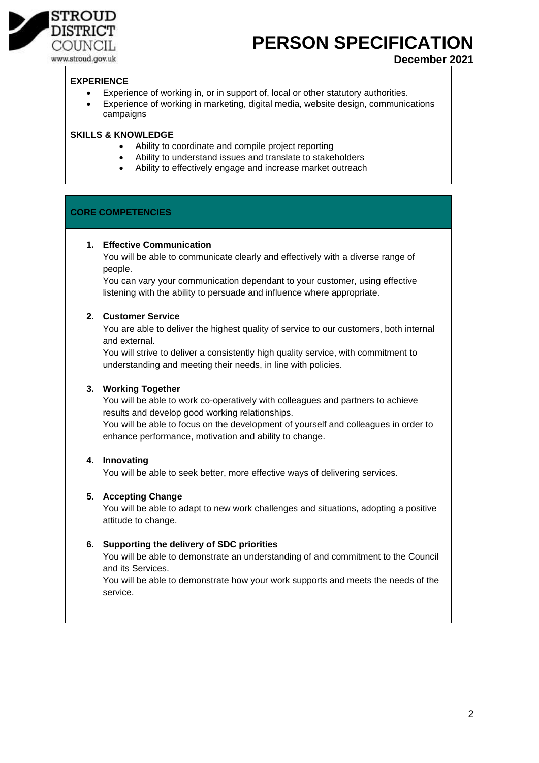# PERSON SPECIFICATION

**December 2021**

**EXPERIENCE**

- Experience of working in, or in support of, local or other statutory authorities.
- Experience of working in marketing, digital media, website design, communications campaigns

**SKILLS & KNOWLEDGE**

- Ability to coordinate and compile project reporting
- Ability to understand issues and translate to stakeholders
- Ability to effectively engage and increase market outreach

## CORE COMPETENCIES

1. **Effective Communication**
   You will be able to communicate clearly and effectively with a diverse range of people.
   You can vary your communication dependant to your customer, using effective listening with the ability to persuade and influence where appropriate.

2. **Customer Service**
   You are able to deliver the highest quality of service to our customers, both internal and external.
   You will strive to deliver a consistently high quality service, with commitment to understanding and meeting their needs, in line with policies.

3. **Working Together**
   You will be able to work co-operatively with colleagues and partners to achieve results and develop good working relationships.
   You will be able to focus on the development of yourself and colleagues in order to enhance performance, motivation and ability to change.

4. **Innovating**
   You will be able to seek better, more effective ways of delivering services.

5. **Accepting Change**
   You will be able to adapt to new work challenges and situations, adopting a positive attitude to change.

6. **Supporting the delivery of SDC priorities**
   You will be able to demonstrate an understanding of and commitment to the Council and its Services.
   You will be able to demonstrate how your work supports and meets the needs of the service.